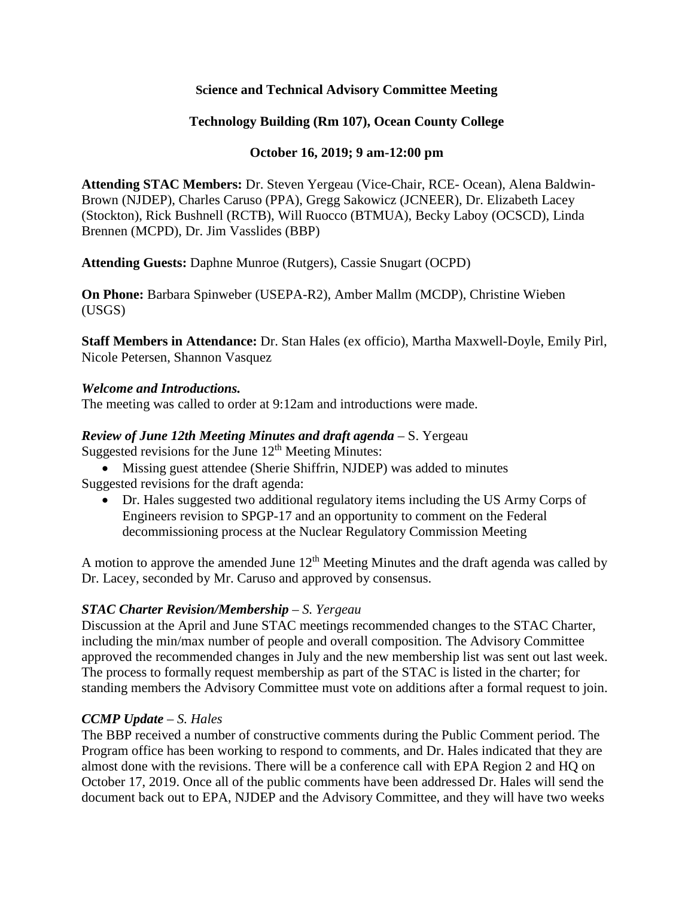**Science and Technical Advisory Committee Meeting**

**Technology Building (Rm 107), Ocean County College**

**October 16, 2019; 9 am-12:00 pm**

**Attending STAC Members:** Dr. Steven Yergeau (Vice-Chair, RCE- Ocean), Alena Baldwin-Brown (NJDEP), Charles Caruso (PPA), Gregg Sakowicz (JCNEER), Dr. Elizabeth Lacey (Stockton), Rick Bushnell (RCTB), Will Ruocco (BTMUA), Becky Laboy (OCSCD), Linda Brennen (MCPD), Dr. Jim Vasslides (BBP)

**Attending Guests:** Daphne Munroe (Rutgers), Cassie Snugart (OCPD)

**On Phone:** Barbara Spinweber (USEPA-R2), Amber Mallm (MCDP), Christine Wieben (USGS)

**Staff Members in Attendance:** Dr. Stan Hales (ex officio), Martha Maxwell-Doyle, Emily Pirl, Nicole Petersen, Shannon Vasquez

***Welcome and Introductions.***

The meeting was called to order at 9:12am and introductions were made.

***Review of June 12th Meeting Minutes and draft agenda*** – S. Yergeau

Suggested revisions for the June 12th Meeting Minutes:

- Missing guest attendee (Sherie Shiffrin, NJDEP) was added to minutes

Suggested revisions for the draft agenda:

- Dr. Hales suggested two additional regulatory items including the US Army Corps of Engineers revision to SPGP-17 and an opportunity to comment on the Federal decommissioning process at the Nuclear Regulatory Commission Meeting

A motion to approve the amended June 12th Meeting Minutes and the draft agenda was called by Dr. Lacey, seconded by Mr. Caruso and approved by consensus.

***STAC Charter Revision/Membership** – S. Yergeau*

Discussion at the April and June STAC meetings recommended changes to the STAC Charter, including the min/max number of people and overall composition. The Advisory Committee approved the recommended changes in July and the new membership list was sent out last week. The process to formally request membership as part of the STAC is listed in the charter; for standing members the Advisory Committee must vote on additions after a formal request to join.

***CCMP Update** – S. Hales*

The BBP received a number of constructive comments during the Public Comment period. The Program office has been working to respond to comments, and Dr. Hales indicated that they are almost done with the revisions. There will be a conference call with EPA Region 2 and HQ on October 17, 2019. Once all of the public comments have been addressed Dr. Hales will send the document back out to EPA, NJDEP and the Advisory Committee, and they will have two weeks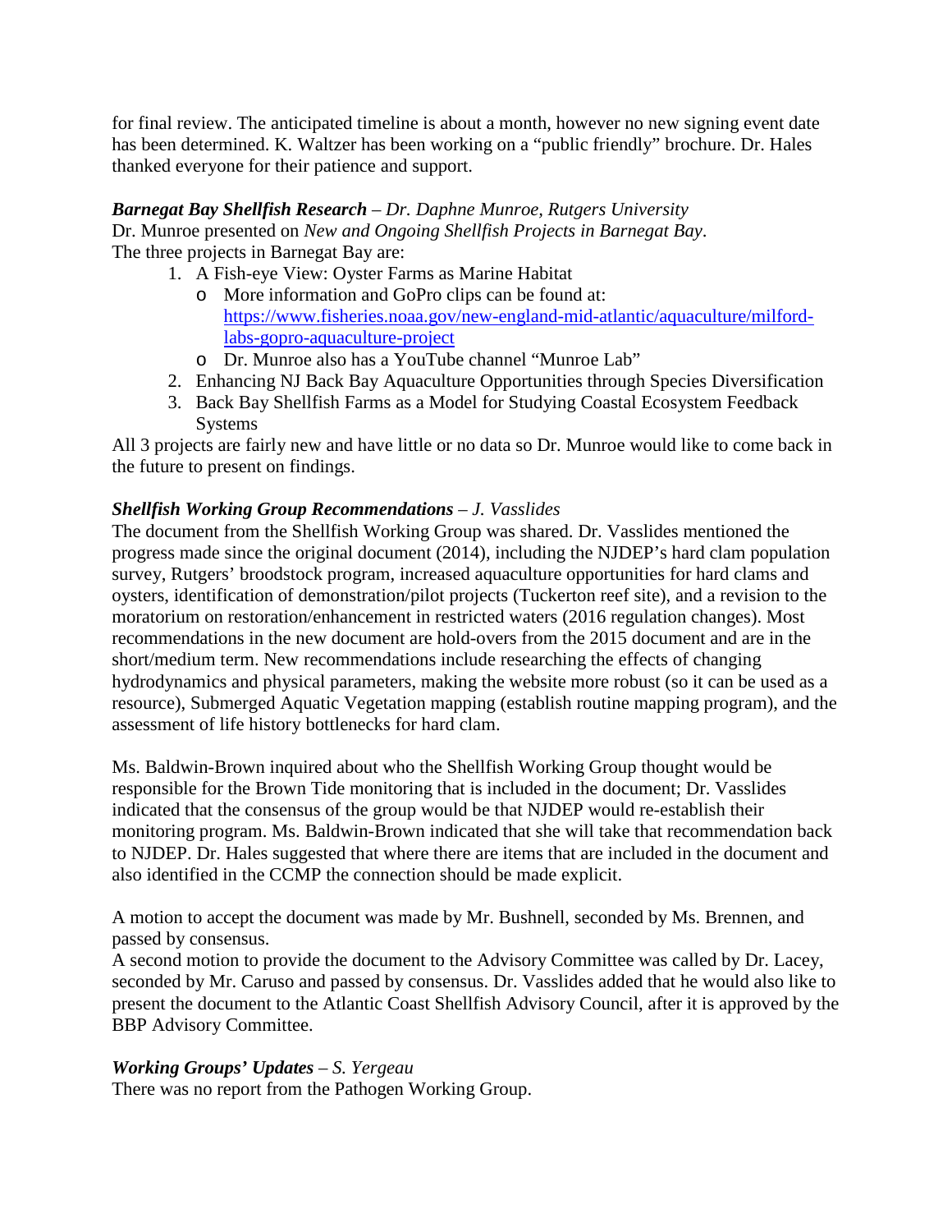for final review. The anticipated timeline is about a month, however no new signing event date has been determined. K. Waltzer has been working on a "public friendly" brochure. Dr. Hales thanked everyone for their patience and support.

***Barnegat Bay Shellfish Research*** – *Dr. Daphne Munroe, Rutgers University*
Dr. Munroe presented on *New and Ongoing Shellfish Projects in Barnegat Bay*.
The three projects in Barnegat Bay are:

1. A Fish-eye View: Oyster Farms as Marine Habitat
   - More information and GoPro clips can be found at: [https://www.fisheries.noaa.gov/new-england-mid-atlantic/aquaculture/milford-labs-gopro-aquaculture-project](https://www.fisheries.noaa.gov/new-england-mid-atlantic/aquaculture/milford-labs-gopro-aquaculture-project)
   - Dr. Munroe also has a YouTube channel "Munroe Lab"
2. Enhancing NJ Back Bay Aquaculture Opportunities through Species Diversification
3. Back Bay Shellfish Farms as a Model for Studying Coastal Ecosystem Feedback Systems

All 3 projects are fairly new and have little or no data so Dr. Munroe would like to come back in the future to present on findings.

***Shellfish Working Group Recommendations*** – *J. Vasslides*
The document from the Shellfish Working Group was shared. Dr. Vasslides mentioned the progress made since the original document (2014), including the NJDEP's hard clam population survey, Rutgers' broodstock program, increased aquaculture opportunities for hard clams and oysters, identification of demonstration/pilot projects (Tuckerton reef site), and a revision to the moratorium on restoration/enhancement in restricted waters (2016 regulation changes). Most recommendations in the new document are hold-overs from the 2015 document and are in the short/medium term. New recommendations include researching the effects of changing hydrodynamics and physical parameters, making the website more robust (so it can be used as a resource), Submerged Aquatic Vegetation mapping (establish routine mapping program), and the assessment of life history bottlenecks for hard clam.

Ms. Baldwin-Brown inquired about who the Shellfish Working Group thought would be responsible for the Brown Tide monitoring that is included in the document; Dr. Vasslides indicated that the consensus of the group would be that NJDEP would re-establish their monitoring program. Ms. Baldwin-Brown indicated that she will take that recommendation back to NJDEP. Dr. Hales suggested that where there are items that are included in the document and also identified in the CCMP the connection should be made explicit.

A motion to accept the document was made by Mr. Bushnell, seconded by Ms. Brennen, and passed by consensus.
A second motion to provide the document to the Advisory Committee was called by Dr. Lacey, seconded by Mr. Caruso and passed by consensus. Dr. Vasslides added that he would also like to present the document to the Atlantic Coast Shellfish Advisory Council, after it is approved by the BBP Advisory Committee.

***Working Groups' Updates*** – *S. Yergeau*
There was no report from the Pathogen Working Group.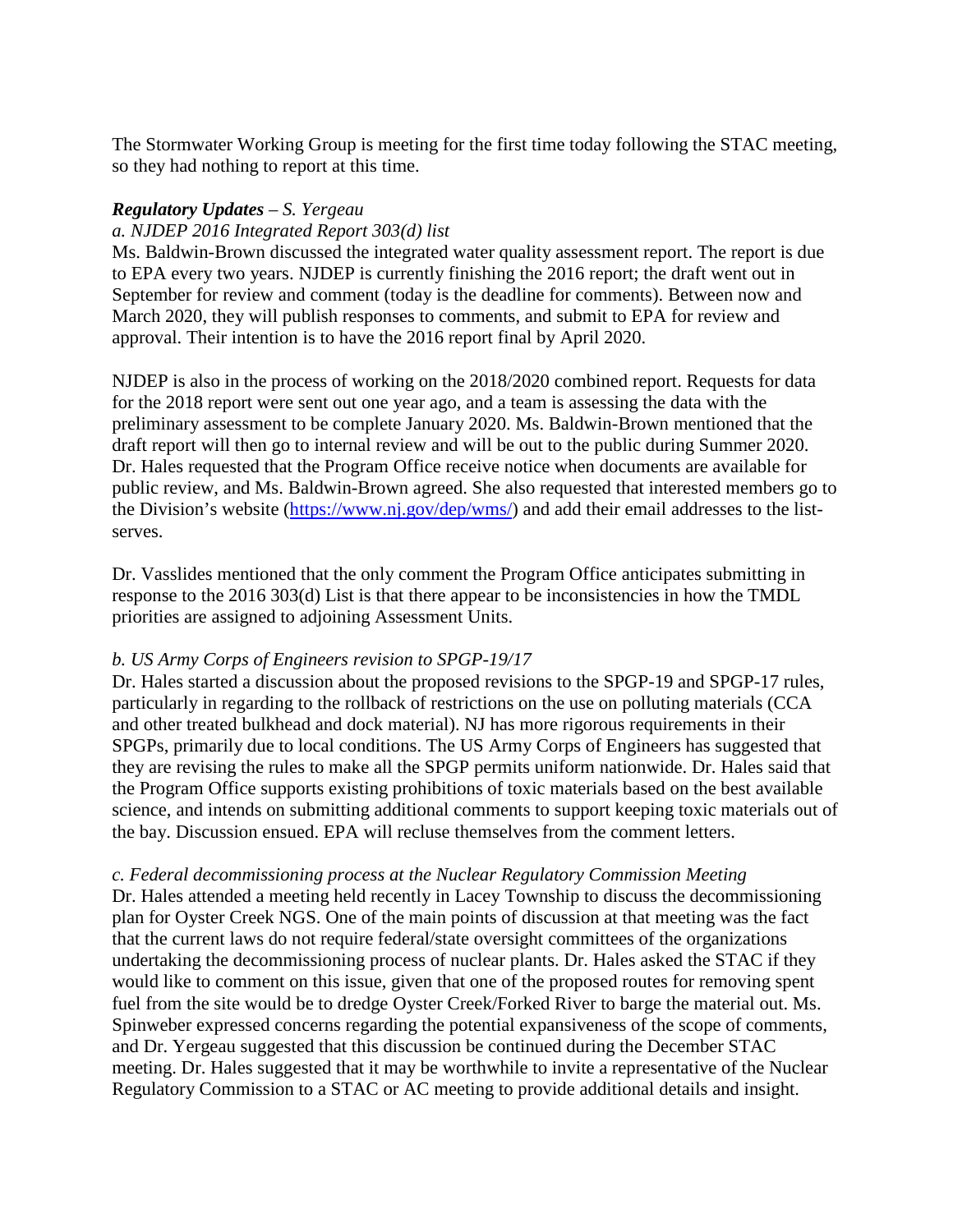The Stormwater Working Group is meeting for the first time today following the STAC meeting, so they had nothing to report at this time.

***Regulatory Updates*** *– S. Yergeau*

*a. NJDEP 2016 Integrated Report 303(d) list*

Ms. Baldwin-Brown discussed the integrated water quality assessment report. The report is due to EPA every two years. NJDEP is currently finishing the 2016 report; the draft went out in September for review and comment (today is the deadline for comments). Between now and March 2020, they will publish responses to comments, and submit to EPA for review and approval. Their intention is to have the 2016 report final by April 2020.

NJDEP is also in the process of working on the 2018/2020 combined report. Requests for data for the 2018 report were sent out one year ago, and a team is assessing the data with the preliminary assessment to be complete January 2020. Ms. Baldwin-Brown mentioned that the draft report will then go to internal review and will be out to the public during Summer 2020. Dr. Hales requested that the Program Office receive notice when documents are available for public review, and Ms. Baldwin-Brown agreed. She also requested that interested members go to the Division's website (https://www.nj.gov/dep/wms/) and add their email addresses to the list-serves.

Dr. Vasslides mentioned that the only comment the Program Office anticipates submitting in response to the 2016 303(d) List is that there appear to be inconsistencies in how the TMDL priorities are assigned to adjoining Assessment Units.

*b. US Army Corps of Engineers revision to SPGP-19/17*

Dr. Hales started a discussion about the proposed revisions to the SPGP-19 and SPGP-17 rules, particularly in regarding to the rollback of restrictions on the use on polluting materials (CCA and other treated bulkhead and dock material). NJ has more rigorous requirements in their SPGPs, primarily due to local conditions. The US Army Corps of Engineers has suggested that they are revising the rules to make all the SPGP permits uniform nationwide. Dr. Hales said that the Program Office supports existing prohibitions of toxic materials based on the best available science, and intends on submitting additional comments to support keeping toxic materials out of the bay. Discussion ensued. EPA will recluse themselves from the comment letters.

*c. Federal decommissioning process at the Nuclear Regulatory Commission Meeting*

Dr. Hales attended a meeting held recently in Lacey Township to discuss the decommissioning plan for Oyster Creek NGS. One of the main points of discussion at that meeting was the fact that the current laws do not require federal/state oversight committees of the organizations undertaking the decommissioning process of nuclear plants. Dr. Hales asked the STAC if they would like to comment on this issue, given that one of the proposed routes for removing spent fuel from the site would be to dredge Oyster Creek/Forked River to barge the material out. Ms. Spinweber expressed concerns regarding the potential expansiveness of the scope of comments, and Dr. Yergeau suggested that this discussion be continued during the December STAC meeting. Dr. Hales suggested that it may be worthwhile to invite a representative of the Nuclear Regulatory Commission to a STAC or AC meeting to provide additional details and insight.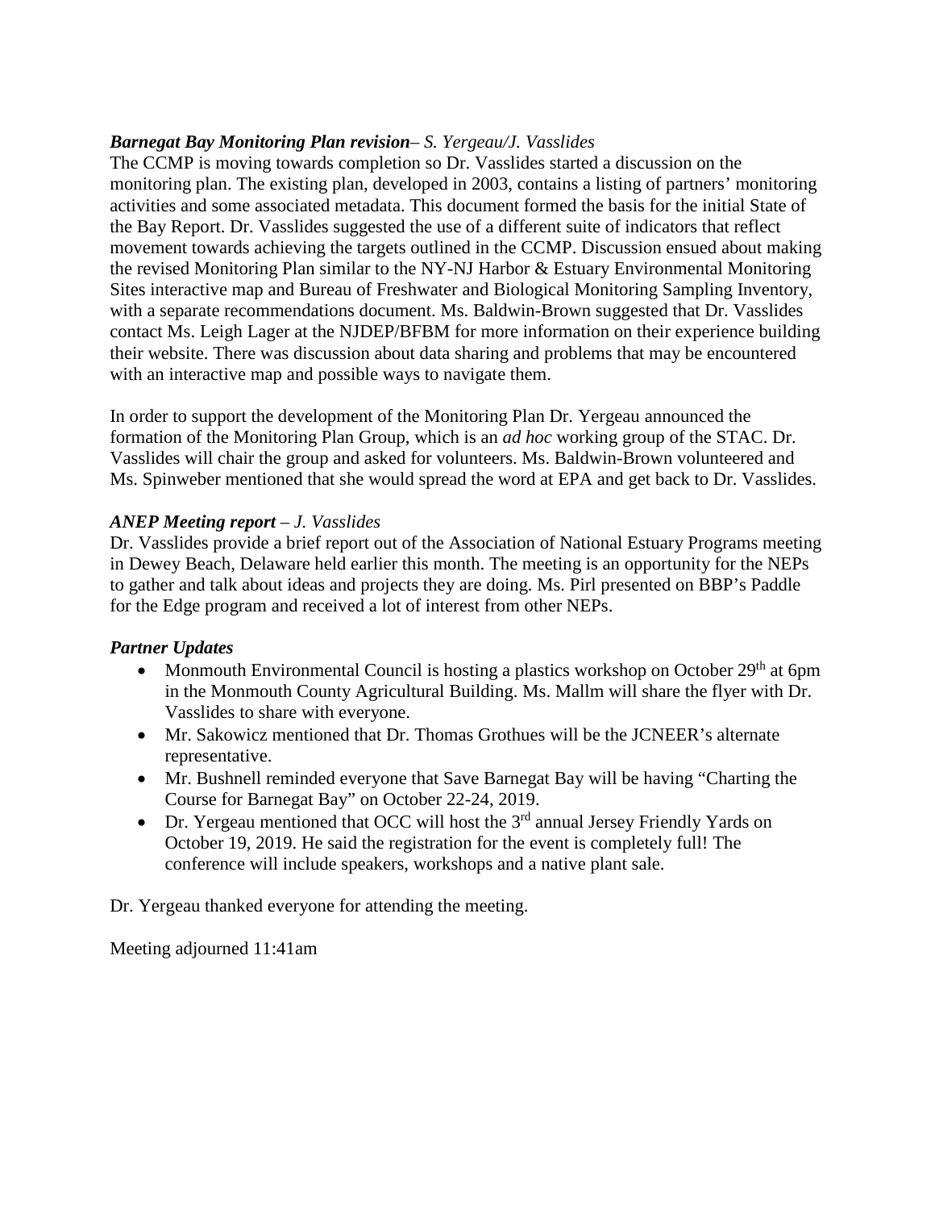***Barnegat Bay Monitoring Plan revision*** *– S. Yergeau/J. Vasslides*

The CCMP is moving towards completion so Dr. Vasslides started a discussion on the monitoring plan. The existing plan, developed in 2003, contains a listing of partners' monitoring activities and some associated metadata. This document formed the basis for the initial State of the Bay Report. Dr. Vasslides suggested the use of a different suite of indicators that reflect movement towards achieving the targets outlined in the CCMP. Discussion ensued about making the revised Monitoring Plan similar to the NY-NJ Harbor & Estuary Environmental Monitoring Sites interactive map and Bureau of Freshwater and Biological Monitoring Sampling Inventory, with a separate recommendations document. Ms. Baldwin-Brown suggested that Dr. Vasslides contact Ms. Leigh Lager at the NJDEP/BFBM for more information on their experience building their website. There was discussion about data sharing and problems that may be encountered with an interactive map and possible ways to navigate them.

In order to support the development of the Monitoring Plan Dr. Yergeau announced the formation of the Monitoring Plan Group, which is an *ad hoc* working group of the STAC. Dr. Vasslides will chair the group and asked for volunteers. Ms. Baldwin-Brown volunteered and Ms. Spinweber mentioned that she would spread the word at EPA and get back to Dr. Vasslides.

***ANEP Meeting report*** *– J. Vasslides*

Dr. Vasslides provide a brief report out of the Association of National Estuary Programs meeting in Dewey Beach, Delaware held earlier this month. The meeting is an opportunity for the NEPs to gather and talk about ideas and projects they are doing. Ms. Pirl presented on BBP's Paddle for the Edge program and received a lot of interest from other NEPs.

***Partner Updates***

- Monmouth Environmental Council is hosting a plastics workshop on October 29th at 6pm in the Monmouth County Agricultural Building. Ms. Mallm will share the flyer with Dr. Vasslides to share with everyone.
- Mr. Sakowicz mentioned that Dr. Thomas Grothues will be the JCNEER's alternate representative.
- Mr. Bushnell reminded everyone that Save Barnegat Bay will be having "Charting the Course for Barnegat Bay" on October 22-24, 2019.
- Dr. Yergeau mentioned that OCC will host the 3rd annual Jersey Friendly Yards on October 19, 2019. He said the registration for the event is completely full! The conference will include speakers, workshops and a native plant sale.

Dr. Yergeau thanked everyone for attending the meeting.

Meeting adjourned 11:41am